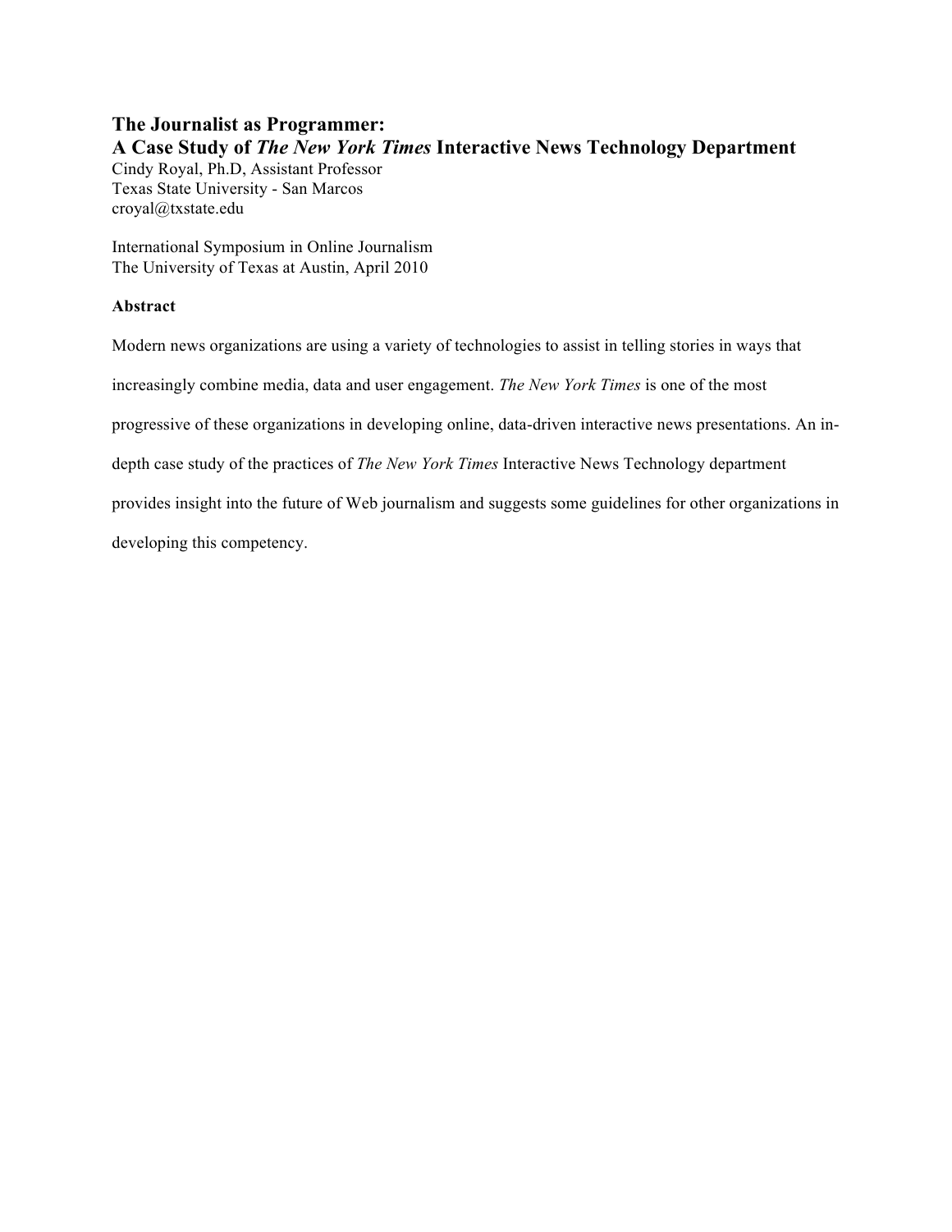# The Journalist as Programmer: A Case Study of *The New York Times* Interactive News Technology Department

Cindy Royal, Ph.D, Assistant Professor
Texas State University - San Marcos
croyal@txstate.edu

International Symposium in Online Journalism
The University of Texas at Austin, April 2010

**Abstract**

Modern news organizations are using a variety of technologies to assist in telling stories in ways that increasingly combine media, data and user engagement. *The New York Times* is one of the most progressive of these organizations in developing online, data-driven interactive news presentations. An in-depth case study of the practices of *The New York Times* Interactive News Technology department provides insight into the future of Web journalism and suggests some guidelines for other organizations in developing this competency.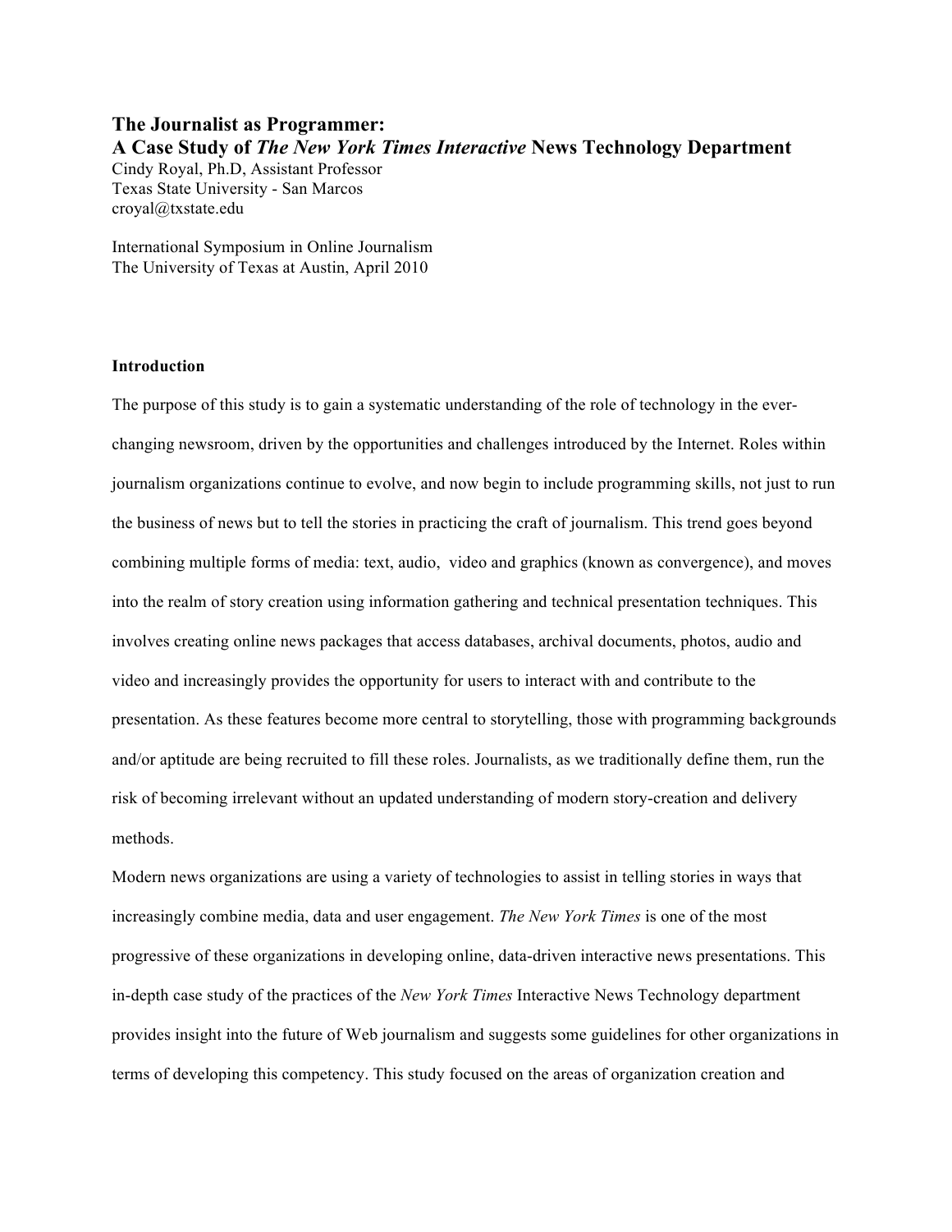# The Journalist as Programmer:
# A Case Study of *The New York Times Interactive* News Technology Department

Cindy Royal, Ph.D, Assistant Professor
Texas State University - San Marcos
croyal@txstate.edu

International Symposium in Online Journalism
The University of Texas at Austin, April 2010

**Introduction**

The purpose of this study is to gain a systematic understanding of the role of technology in the ever-changing newsroom, driven by the opportunities and challenges introduced by the Internet. Roles within journalism organizations continue to evolve, and now begin to include programming skills, not just to run the business of news but to tell the stories in practicing the craft of journalism. This trend goes beyond combining multiple forms of media: text, audio, video and graphics (known as convergence), and moves into the realm of story creation using information gathering and technical presentation techniques. This involves creating online news packages that access databases, archival documents, photos, audio and video and increasingly provides the opportunity for users to interact with and contribute to the presentation. As these features become more central to storytelling, those with programming backgrounds and/or aptitude are being recruited to fill these roles. Journalists, as we traditionally define them, run the risk of becoming irrelevant without an updated understanding of modern story-creation and delivery methods.

Modern news organizations are using a variety of technologies to assist in telling stories in ways that increasingly combine media, data and user engagement. *The New York Times* is one of the most progressive of these organizations in developing online, data-driven interactive news presentations. This in-depth case study of the practices of the *New York Times* Interactive News Technology department provides insight into the future of Web journalism and suggests some guidelines for other organizations in terms of developing this competency. This study focused on the areas of organization creation and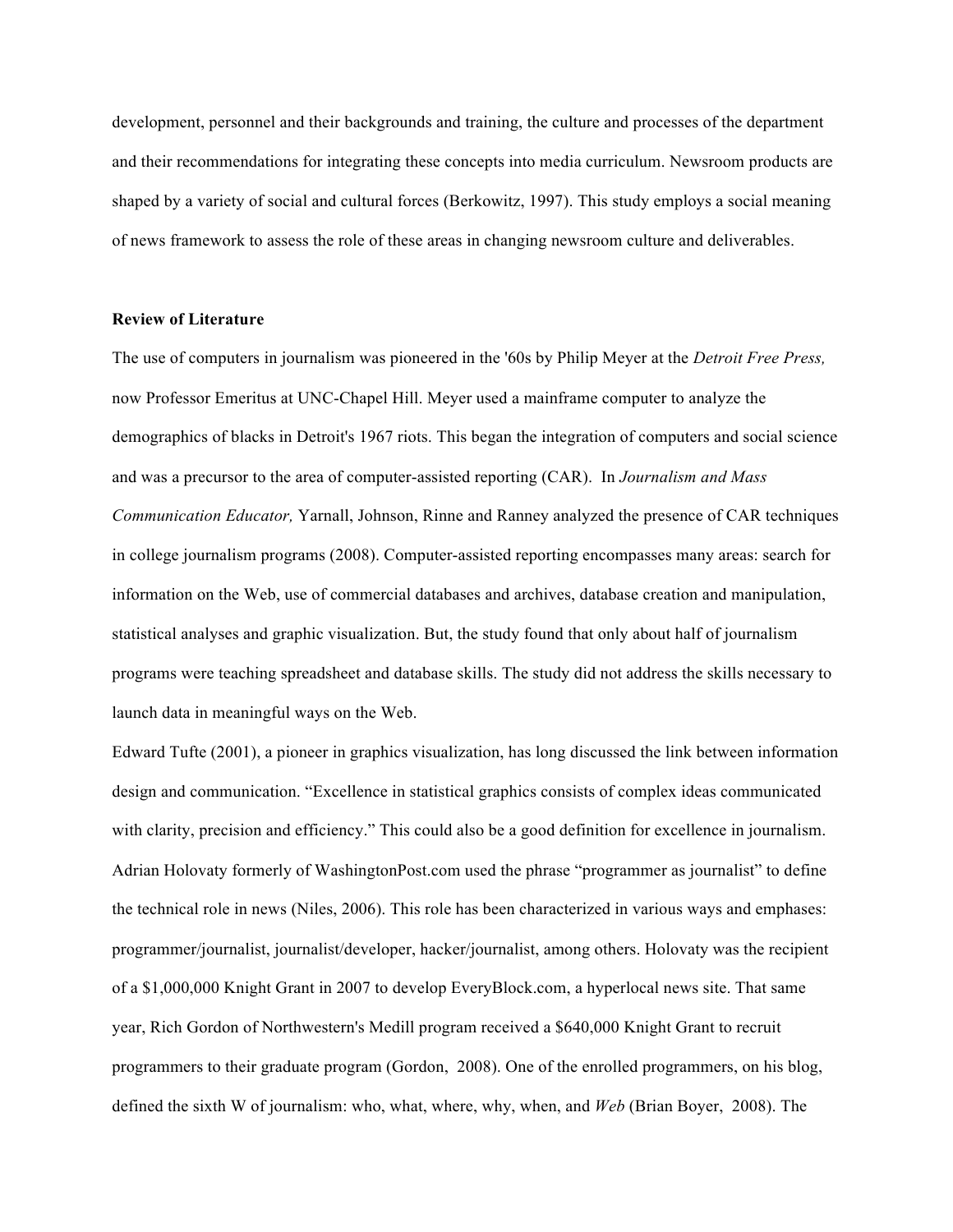development, personnel and their backgrounds and training, the culture and processes of the department and their recommendations for integrating these concepts into media curriculum. Newsroom products are shaped by a variety of social and cultural forces (Berkowitz, 1997). This study employs a social meaning of news framework to assess the role of these areas in changing newsroom culture and deliverables.

**Review of Literature**

The use of computers in journalism was pioneered in the '60s by Philip Meyer at the *Detroit Free Press,* now Professor Emeritus at UNC-Chapel Hill. Meyer used a mainframe computer to analyze the demographics of blacks in Detroit's 1967 riots. This began the integration of computers and social science and was a precursor to the area of computer-assisted reporting (CAR). In *Journalism and Mass Communication Educator,* Yarnall, Johnson, Rinne and Ranney analyzed the presence of CAR techniques in college journalism programs (2008). Computer-assisted reporting encompasses many areas: search for information on the Web, use of commercial databases and archives, database creation and manipulation, statistical analyses and graphic visualization. But, the study found that only about half of journalism programs were teaching spreadsheet and database skills. The study did not address the skills necessary to launch data in meaningful ways on the Web.

Edward Tufte (2001), a pioneer in graphics visualization, has long discussed the link between information design and communication. "Excellence in statistical graphics consists of complex ideas communicated with clarity, precision and efficiency." This could also be a good definition for excellence in journalism. Adrian Holovaty formerly of WashingtonPost.com used the phrase "programmer as journalist" to define the technical role in news (Niles, 2006). This role has been characterized in various ways and emphases: programmer/journalist, journalist/developer, hacker/journalist, among others. Holovaty was the recipient of a $1,000,000 Knight Grant in 2007 to develop EveryBlock.com, a hyperlocal news site. That same year, Rich Gordon of Northwestern's Medill program received a $640,000 Knight Grant to recruit programmers to their graduate program (Gordon, 2008). One of the enrolled programmers, on his blog, defined the sixth W of journalism: who, what, where, why, when, and *Web* (Brian Boyer, 2008). The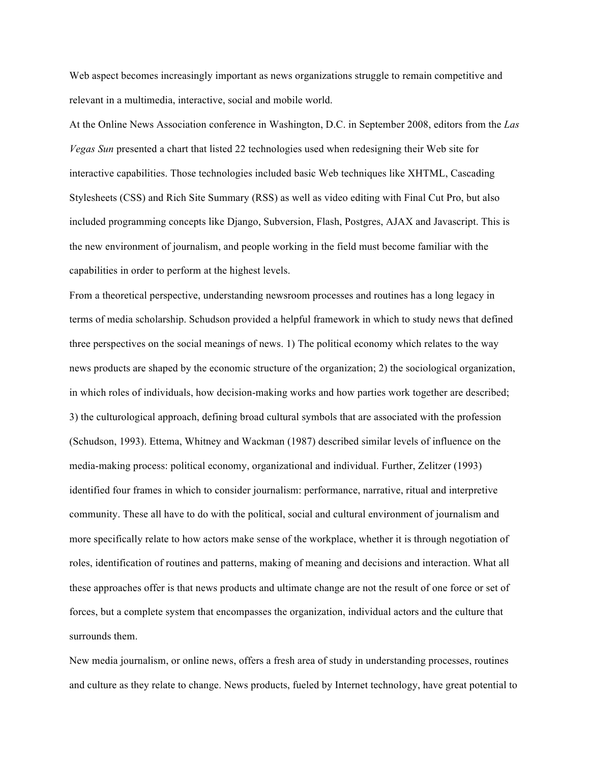Web aspect becomes increasingly important as news organizations struggle to remain competitive and relevant in a multimedia, interactive, social and mobile world.

At the Online News Association conference in Washington, D.C. in September 2008, editors from the *Las Vegas Sun* presented a chart that listed 22 technologies used when redesigning their Web site for interactive capabilities. Those technologies included basic Web techniques like XHTML, Cascading Stylesheets (CSS) and Rich Site Summary (RSS) as well as video editing with Final Cut Pro, but also included programming concepts like Django, Subversion, Flash, Postgres, AJAX and Javascript. This is the new environment of journalism, and people working in the field must become familiar with the capabilities in order to perform at the highest levels.

From a theoretical perspective, understanding newsroom processes and routines has a long legacy in terms of media scholarship. Schudson provided a helpful framework in which to study news that defined three perspectives on the social meanings of news. 1) The political economy which relates to the way news products are shaped by the economic structure of the organization; 2) the sociological organization, in which roles of individuals, how decision-making works and how parties work together are described; 3) the culturological approach, defining broad cultural symbols that are associated with the profession (Schudson, 1993). Ettema, Whitney and Wackman (1987) described similar levels of influence on the media-making process: political economy, organizational and individual. Further, Zelitzer (1993) identified four frames in which to consider journalism: performance, narrative, ritual and interpretive community. These all have to do with the political, social and cultural environment of journalism and more specifically relate to how actors make sense of the workplace, whether it is through negotiation of roles, identification of routines and patterns, making of meaning and decisions and interaction. What all these approaches offer is that news products and ultimate change are not the result of one force or set of forces, but a complete system that encompasses the organization, individual actors and the culture that surrounds them.

New media journalism, or online news, offers a fresh area of study in understanding processes, routines and culture as they relate to change. News products, fueled by Internet technology, have great potential to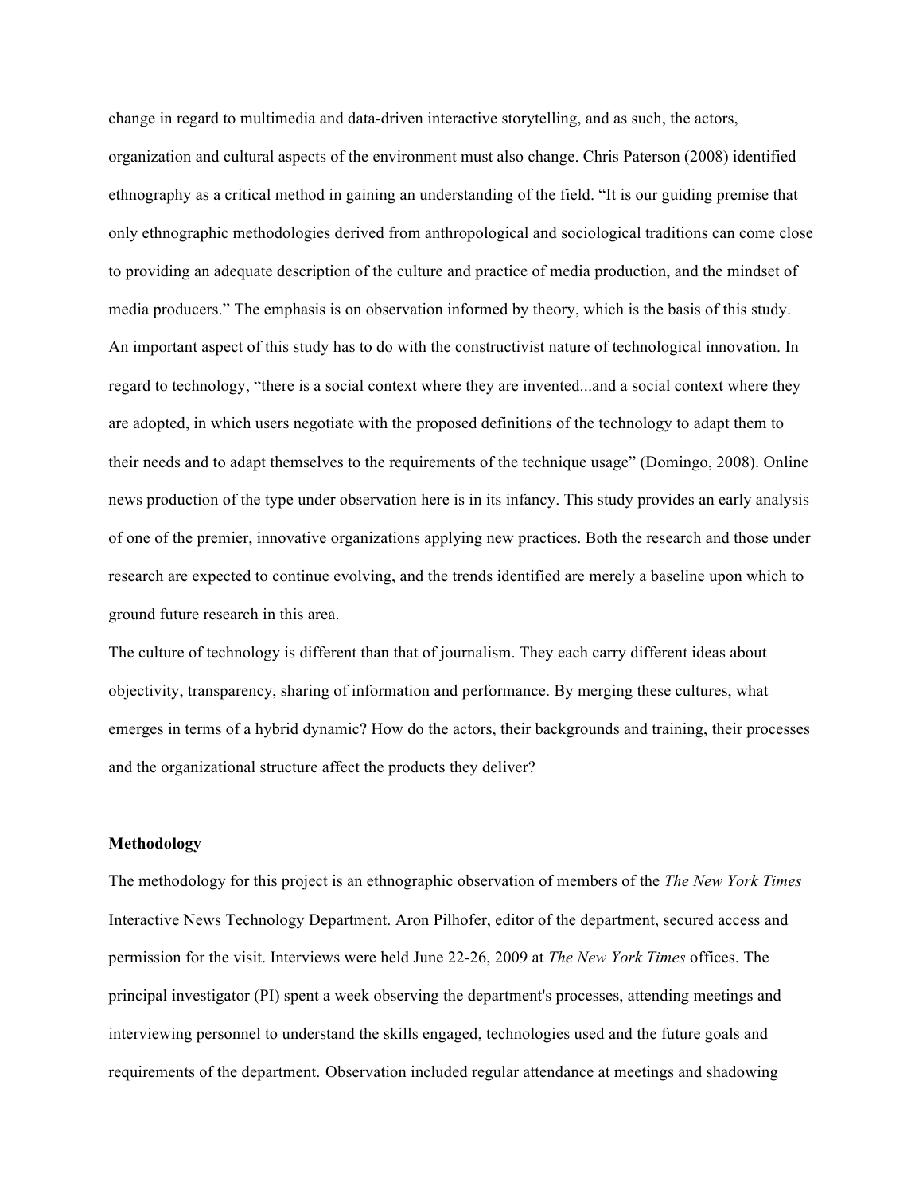change in regard to multimedia and data-driven interactive storytelling, and as such, the actors, organization and cultural aspects of the environment must also change. Chris Paterson (2008) identified ethnography as a critical method in gaining an understanding of the field. "It is our guiding premise that only ethnographic methodologies derived from anthropological and sociological traditions can come close to providing an adequate description of the culture and practice of media production, and the mindset of media producers." The emphasis is on observation informed by theory, which is the basis of this study.

An important aspect of this study has to do with the constructivist nature of technological innovation. In regard to technology, "there is a social context where they are invented...and a social context where they are adopted, in which users negotiate with the proposed definitions of the technology to adapt them to their needs and to adapt themselves to the requirements of the technique usage" (Domingo, 2008). Online news production of the type under observation here is in its infancy. This study provides an early analysis of one of the premier, innovative organizations applying new practices. Both the research and those under research are expected to continue evolving, and the trends identified are merely a baseline upon which to ground future research in this area.

The culture of technology is different than that of journalism. They each carry different ideas about objectivity, transparency, sharing of information and performance. By merging these cultures, what emerges in terms of a hybrid dynamic? How do the actors, their backgrounds and training, their processes and the organizational structure affect the products they deliver?

**Methodology**

The methodology for this project is an ethnographic observation of members of the *The New York Times* Interactive News Technology Department. Aron Pilhofer, editor of the department, secured access and permission for the visit. Interviews were held June 22-26, 2009 at *The New York Times* offices. The principal investigator (PI) spent a week observing the department's processes, attending meetings and interviewing personnel to understand the skills engaged, technologies used and the future goals and requirements of the department. Observation included regular attendance at meetings and shadowing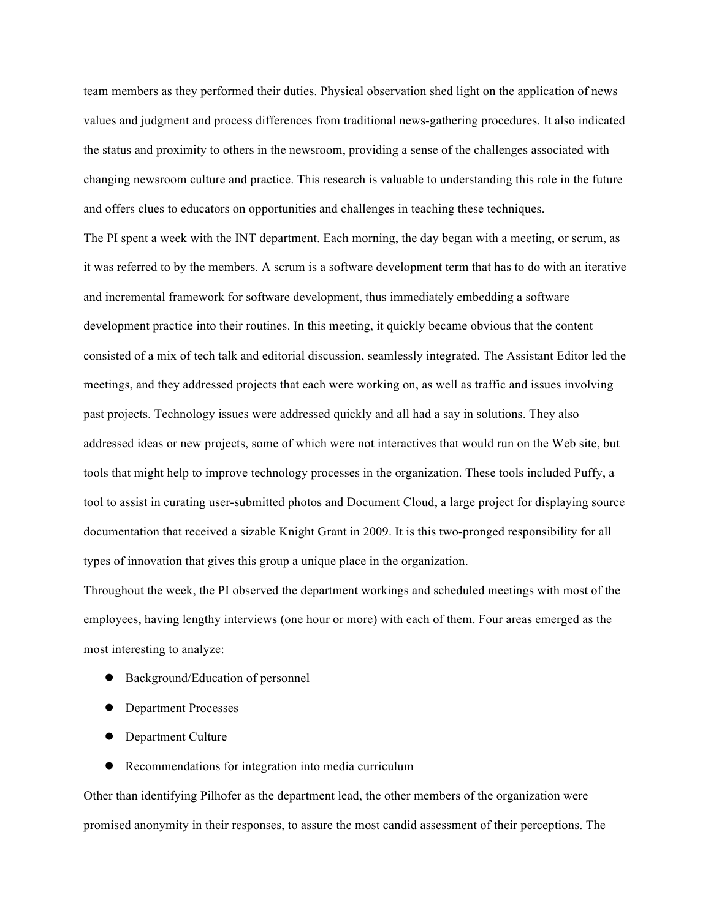team members as they performed their duties. Physical observation shed light on the application of news values and judgment and process differences from traditional news-gathering procedures. It also indicated the status and proximity to others in the newsroom, providing a sense of the challenges associated with changing newsroom culture and practice. This research is valuable to understanding this role in the future and offers clues to educators on opportunities and challenges in teaching these techniques.

The PI spent a week with the INT department. Each morning, the day began with a meeting, or scrum, as it was referred to by the members. A scrum is a software development term that has to do with an iterative and incremental framework for software development, thus immediately embedding a software development practice into their routines. In this meeting, it quickly became obvious that the content consisted of a mix of tech talk and editorial discussion, seamlessly integrated. The Assistant Editor led the meetings, and they addressed projects that each were working on, as well as traffic and issues involving past projects. Technology issues were addressed quickly and all had a say in solutions. They also addressed ideas or new projects, some of which were not interactives that would run on the Web site, but tools that might help to improve technology processes in the organization. These tools included Puffy, a tool to assist in curating user-submitted photos and Document Cloud, a large project for displaying source documentation that received a sizable Knight Grant in 2009. It is this two-pronged responsibility for all types of innovation that gives this group a unique place in the organization.

Throughout the week, the PI observed the department workings and scheduled meetings with most of the employees, having lengthy interviews (one hour or more) with each of them. Four areas emerged as the most interesting to analyze:

- Background/Education of personnel
- Department Processes
- Department Culture
- Recommendations for integration into media curriculum

Other than identifying Pilhofer as the department lead, the other members of the organization were promised anonymity in their responses, to assure the most candid assessment of their perceptions. The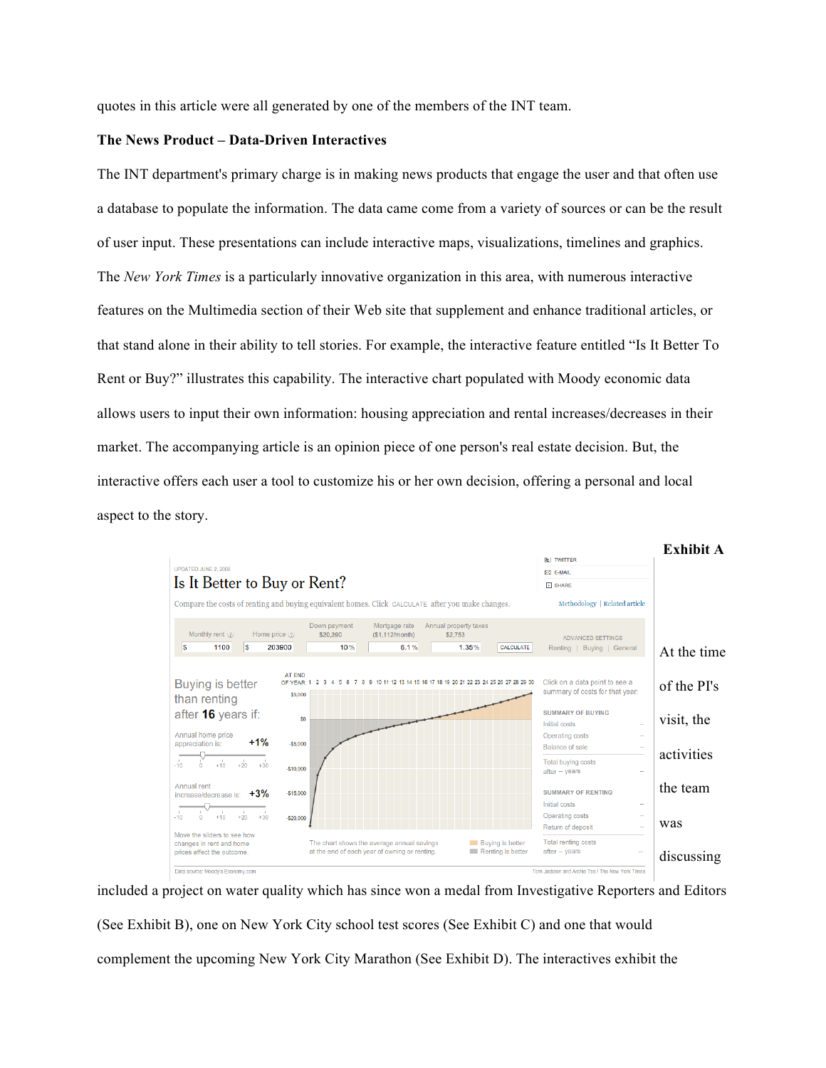quotes in this article were all generated by one of the members of the INT team.

**The News Product – Data-Driven Interactives**

The INT department's primary charge is in making news products that engage the user and that often use a database to populate the information. The data came come from a variety of sources or can be the result of user input. These presentations can include interactive maps, visualizations, timelines and graphics. The *New York Times* is a particularly innovative organization in this area, with numerous interactive features on the Multimedia section of their Web site that supplement and enhance traditional articles, or that stand alone in their ability to tell stories. For example, the interactive feature entitled "Is It Better To Rent or Buy?" illustrates this capability. The interactive chart populated with Moody economic data allows users to input their own information: housing appreciation and rental increases/decreases in their market. The accompanying article is an opinion piece of one person's real estate decision. But, the interactive offers each user a tool to customize his or her own decision, offering a personal and local aspect to the story.

**Exhibit A**

At the time of the PI's visit, the activities the team was discussing included a project on water quality which has since won a medal from Investigative Reporters and Editors (See Exhibit B), one on New York City school test scores (See Exhibit C) and one that would complement the upcoming New York City Marathon (See Exhibit D). The interactives exhibit the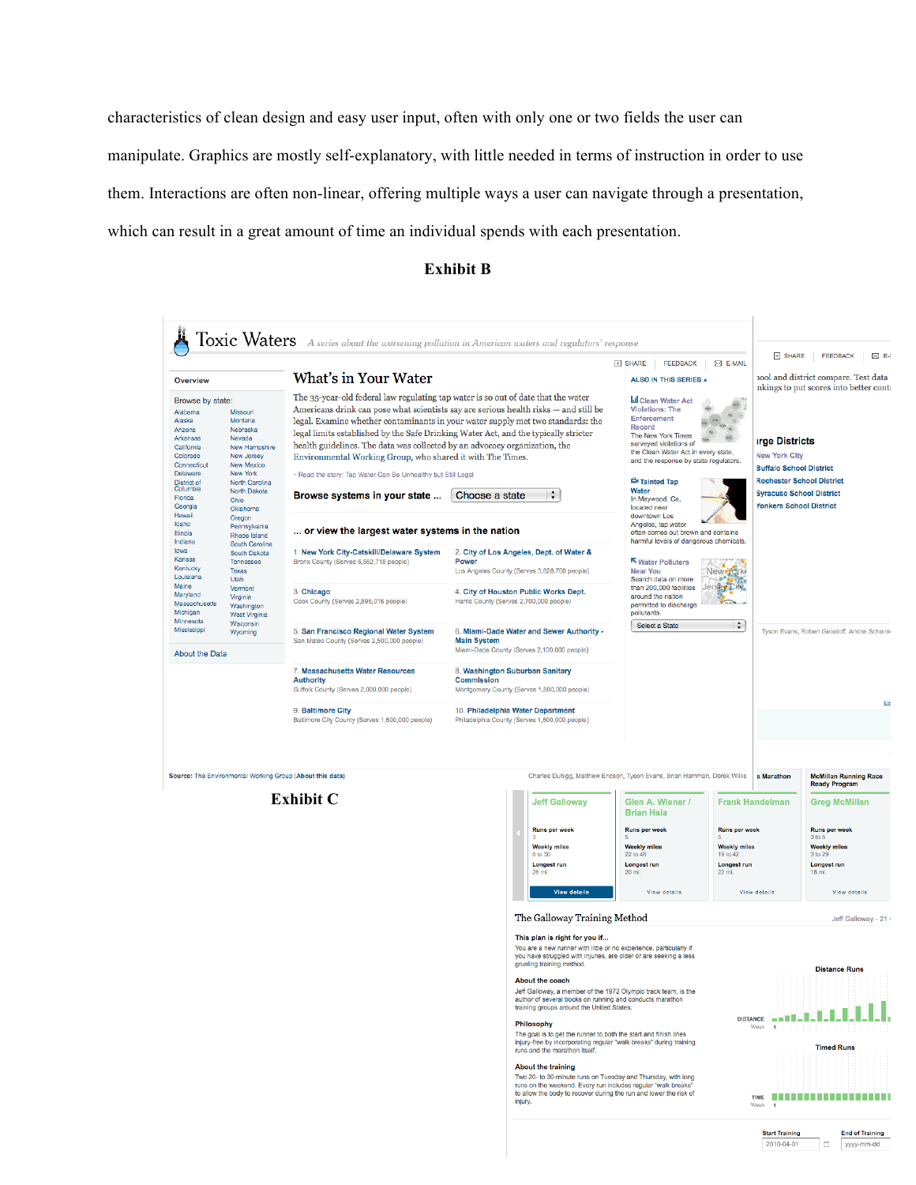characteristics of clean design and easy user input, often with only one or two fields the user can manipulate. Graphics are mostly self-explanatory, with little needed in terms of instruction in order to use them. Interactions are often non-linear, offering multiple ways a user can navigate through a presentation, which can result in a great amount of time an individual spends with each presentation.

**Exhibit B**

**Exhibit C**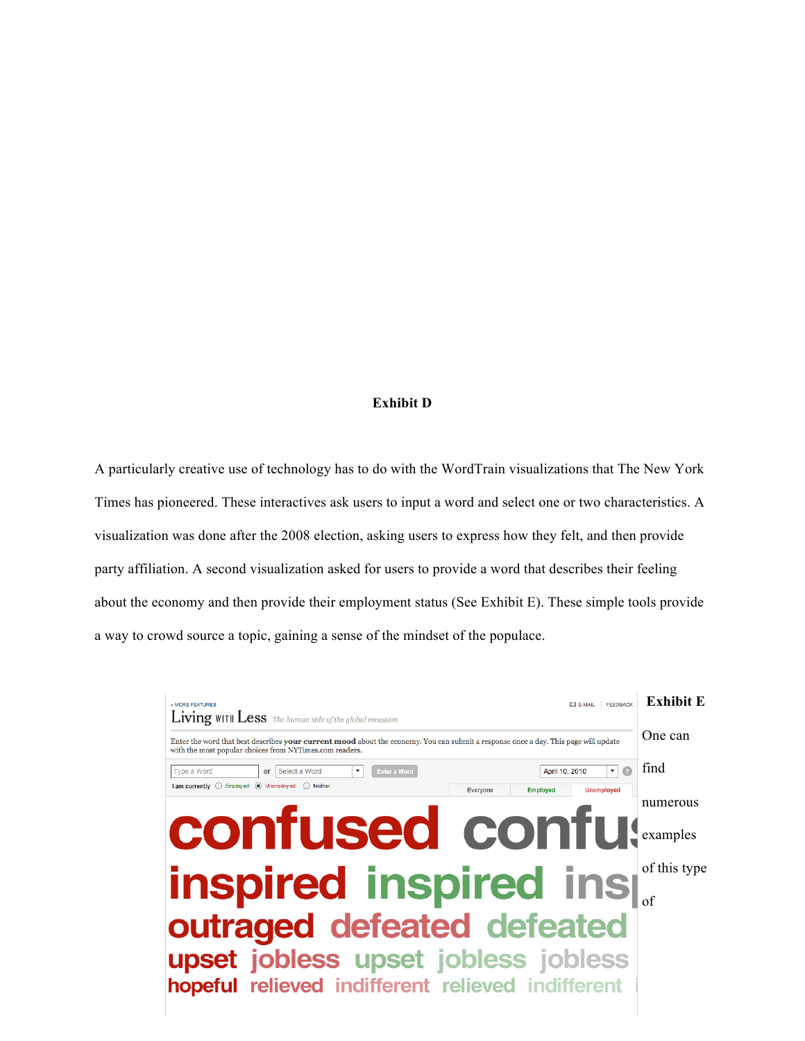**Exhibit D**

A particularly creative use of technology has to do with the WordTrain visualizations that The New York Times has pioneered. These interactives ask users to input a word and select one or two characteristics. A visualization was done after the 2008 election, asking users to express how they felt, and then provide party affiliation. A second visualization asked for users to provide a word that describes their feeling about the economy and then provide their employment status (See Exhibit E). These simple tools provide a way to crowd source a topic, gaining a sense of the mindset of the populace.

**Exhibit E**

One can find numerous examples of this type of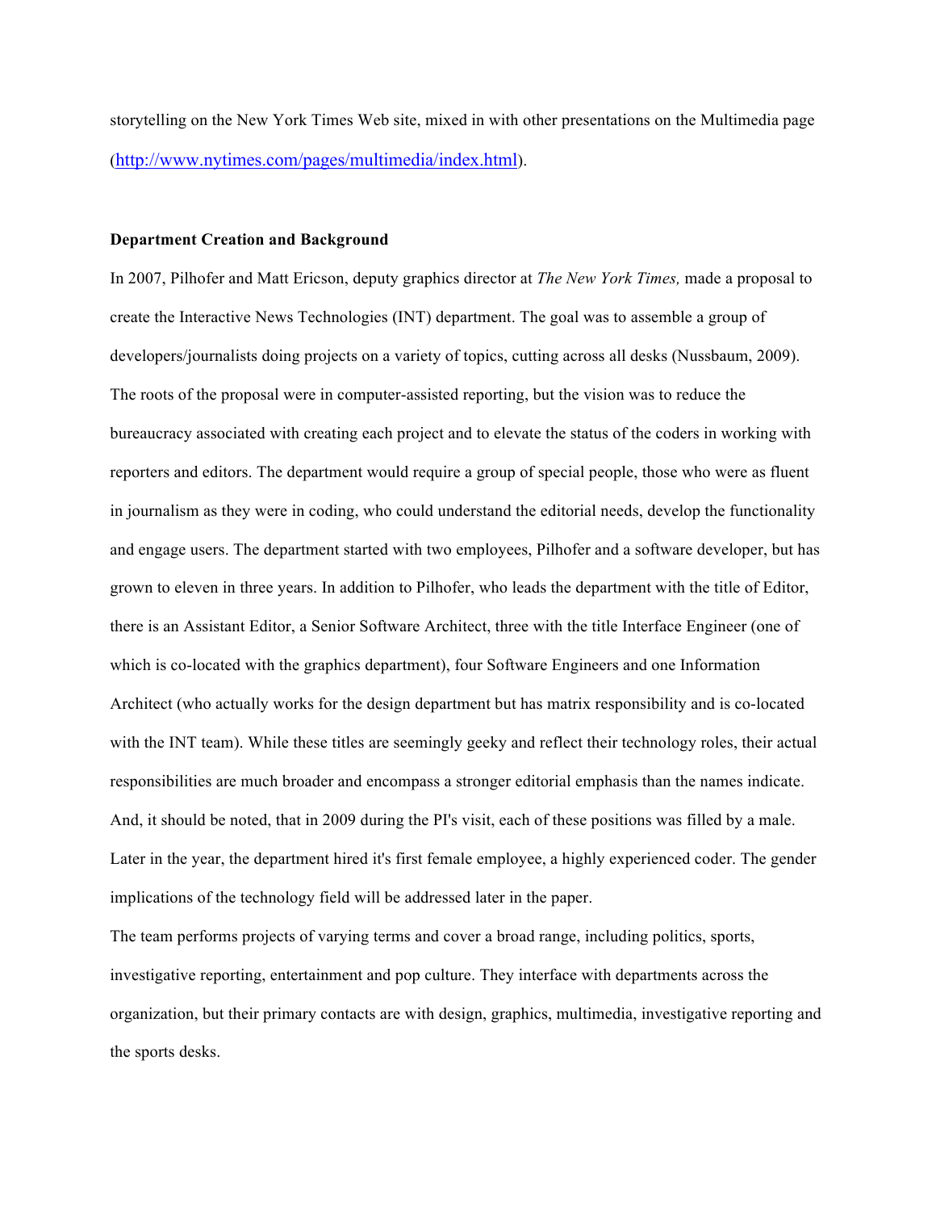storytelling on the New York Times Web site, mixed in with other presentations on the Multimedia page (http://www.nytimes.com/pages/multimedia/index.html).

**Department Creation and Background**

In 2007, Pilhofer and Matt Ericson, deputy graphics director at *The New York Times,* made a proposal to create the Interactive News Technologies (INT) department. The goal was to assemble a group of developers/journalists doing projects on a variety of topics, cutting across all desks (Nussbaum, 2009). The roots of the proposal were in computer-assisted reporting, but the vision was to reduce the bureaucracy associated with creating each project and to elevate the status of the coders in working with reporters and editors. The department would require a group of special people, those who were as fluent in journalism as they were in coding, who could understand the editorial needs, develop the functionality and engage users. The department started with two employees, Pilhofer and a software developer, but has grown to eleven in three years. In addition to Pilhofer, who leads the department with the title of Editor, there is an Assistant Editor, a Senior Software Architect, three with the title Interface Engineer (one of which is co-located with the graphics department), four Software Engineers and one Information Architect (who actually works for the design department but has matrix responsibility and is co-located with the INT team). While these titles are seemingly geeky and reflect their technology roles, their actual responsibilities are much broader and encompass a stronger editorial emphasis than the names indicate. And, it should be noted, that in 2009 during the PI's visit, each of these positions was filled by a male. Later in the year, the department hired it's first female employee, a highly experienced coder. The gender implications of the technology field will be addressed later in the paper.

The team performs projects of varying terms and cover a broad range, including politics, sports, investigative reporting, entertainment and pop culture. They interface with departments across the organization, but their primary contacts are with design, graphics, multimedia, investigative reporting and the sports desks.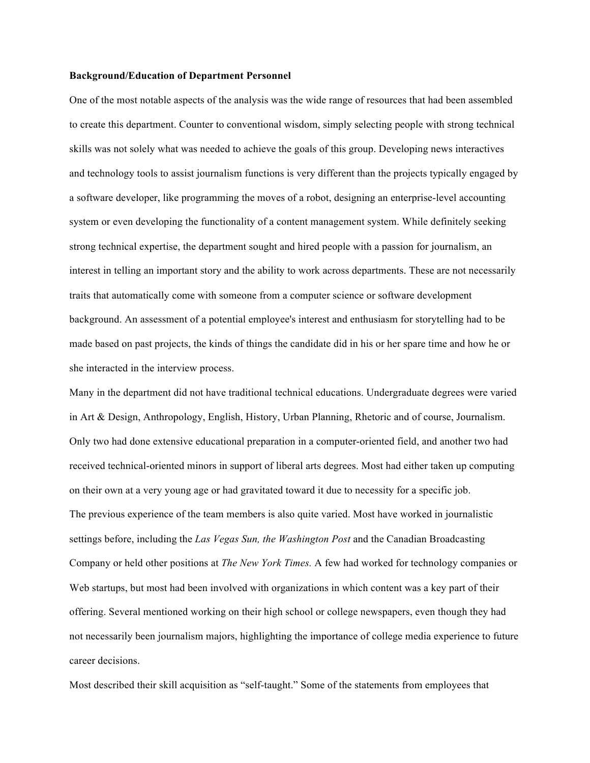**Background/Education of Department Personnel**

One of the most notable aspects of the analysis was the wide range of resources that had been assembled to create this department. Counter to conventional wisdom, simply selecting people with strong technical skills was not solely what was needed to achieve the goals of this group. Developing news interactives and technology tools to assist journalism functions is very different than the projects typically engaged by a software developer, like programming the moves of a robot, designing an enterprise-level accounting system or even developing the functionality of a content management system. While definitely seeking strong technical expertise, the department sought and hired people with a passion for journalism, an interest in telling an important story and the ability to work across departments. These are not necessarily traits that automatically come with someone from a computer science or software development background. An assessment of a potential employee's interest and enthusiasm for storytelling had to be made based on past projects, the kinds of things the candidate did in his or her spare time and how he or she interacted in the interview process.

Many in the department did not have traditional technical educations. Undergraduate degrees were varied in Art & Design, Anthropology, English, History, Urban Planning, Rhetoric and of course, Journalism. Only two had done extensive educational preparation in a computer-oriented field, and another two had received technical-oriented minors in support of liberal arts degrees. Most had either taken up computing on their own at a very young age or had gravitated toward it due to necessity for a specific job.

The previous experience of the team members is also quite varied. Most have worked in journalistic settings before, including the *Las Vegas Sun, the Washington Post* and the Canadian Broadcasting Company or held other positions at *The New York Times.* A few had worked for technology companies or Web startups, but most had been involved with organizations in which content was a key part of their offering. Several mentioned working on their high school or college newspapers, even though they had not necessarily been journalism majors, highlighting the importance of college media experience to future career decisions.

Most described their skill acquisition as "self-taught." Some of the statements from employees that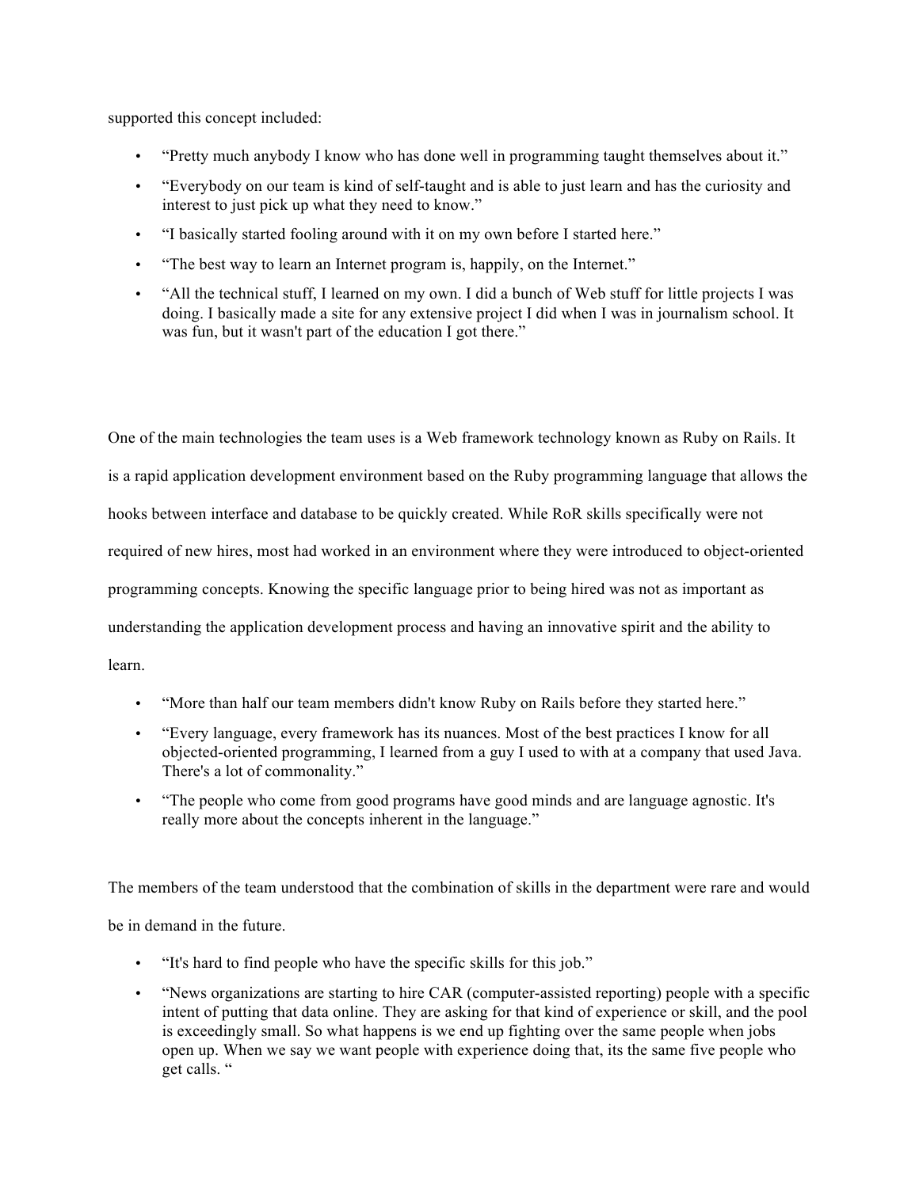supported this concept included:

- "Pretty much anybody I know who has done well in programming taught themselves about it."
- "Everybody on our team is kind of self-taught and is able to just learn and has the curiosity and interest to just pick up what they need to know."
- "I basically started fooling around with it on my own before I started here."
- "The best way to learn an Internet program is, happily, on the Internet."
- "All the technical stuff, I learned on my own. I did a bunch of Web stuff for little projects I was doing. I basically made a site for any extensive project I did when I was in journalism school. It was fun, but it wasn't part of the education I got there."

One of the main technologies the team uses is a Web framework technology known as Ruby on Rails. It is a rapid application development environment based on the Ruby programming language that allows the hooks between interface and database to be quickly created. While RoR skills specifically were not required of new hires, most had worked in an environment where they were introduced to object-oriented programming concepts. Knowing the specific language prior to being hired was not as important as understanding the application development process and having an innovative spirit and the ability to learn.

- "More than half our team members didn't know Ruby on Rails before they started here."
- "Every language, every framework has its nuances. Most of the best practices I know for all objected-oriented programming, I learned from a guy I used to with at a company that used Java. There's a lot of commonality."
- "The people who come from good programs have good minds and are language agnostic. It's really more about the concepts inherent in the language."

The members of the team understood that the combination of skills in the department were rare and would be in demand in the future.

- "It's hard to find people who have the specific skills for this job."
- "News organizations are starting to hire CAR (computer-assisted reporting) people with a specific intent of putting that data online. They are asking for that kind of experience or skill, and the pool is exceedingly small. So what happens is we end up fighting over the same people when jobs open up. When we say we want people with experience doing that, its the same five people who get calls. "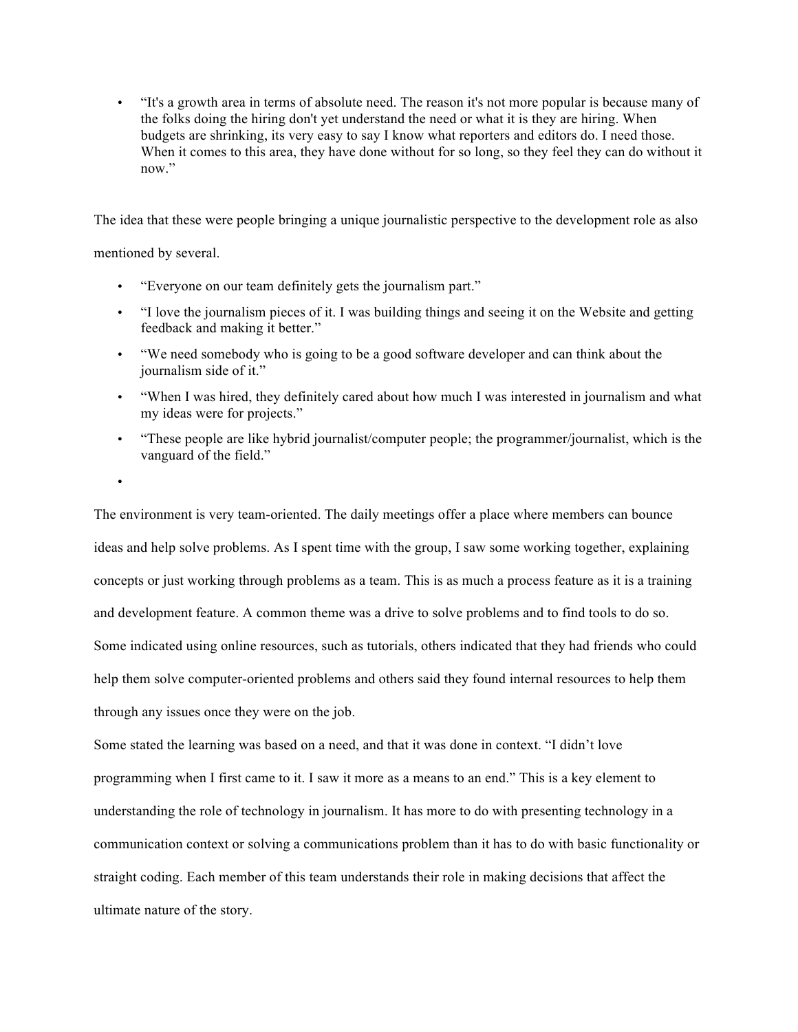- "It's a growth area in terms of absolute need. The reason it's not more popular is because many of the folks doing the hiring don't yet understand the need or what it is they are hiring. When budgets are shrinking, its very easy to say I know what reporters and editors do. I need those. When it comes to this area, they have done without for so long, so they feel they can do without it now."

The idea that these were people bringing a unique journalistic perspective to the development role as also mentioned by several.

- "Everyone on our team definitely gets the journalism part."
- "I love the journalism pieces of it. I was building things and seeing it on the Website and getting feedback and making it better."
- "We need somebody who is going to be a good software developer and can think about the journalism side of it."
- "When I was hired, they definitely cared about how much I was interested in journalism and what my ideas were for projects."
- "These people are like hybrid journalist/computer people; the programmer/journalist, which is the vanguard of the field."

The environment is very team-oriented. The daily meetings offer a place where members can bounce ideas and help solve problems. As I spent time with the group, I saw some working together, explaining concepts or just working through problems as a team. This is as much a process feature as it is a training and development feature. A common theme was a drive to solve problems and to find tools to do so. Some indicated using online resources, such as tutorials, others indicated that they had friends who could help them solve computer-oriented problems and others said they found internal resources to help them through any issues once they were on the job.

Some stated the learning was based on a need, and that it was done in context. "I didn't love programming when I first came to it. I saw it more as a means to an end." This is a key element to understanding the role of technology in journalism. It has more to do with presenting technology in a communication context or solving a communications problem than it has to do with basic functionality or straight coding. Each member of this team understands their role in making decisions that affect the ultimate nature of the story.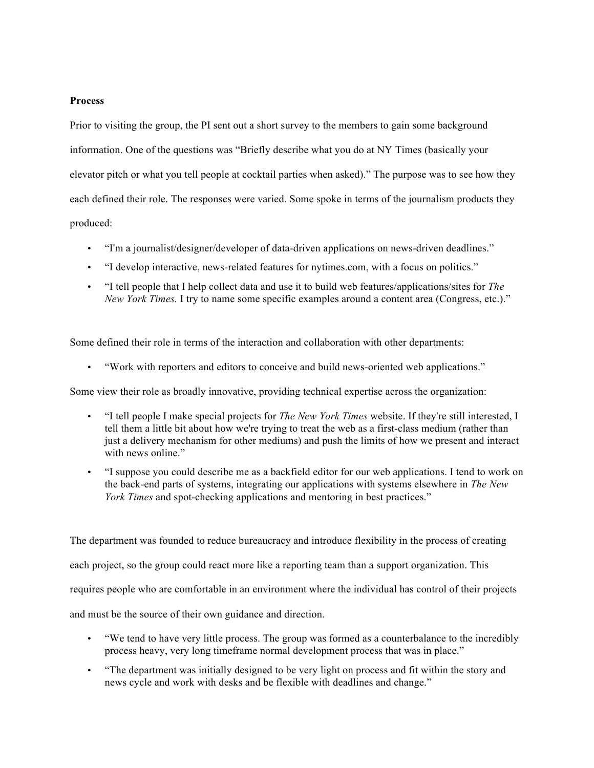**Process**

Prior to visiting the group, the PI sent out a short survey to the members to gain some background information. One of the questions was "Briefly describe what you do at NY Times (basically your elevator pitch or what you tell people at cocktail parties when asked)." The purpose was to see how they each defined their role. The responses were varied. Some spoke in terms of the journalism products they produced:

- "I'm a journalist/designer/developer of data-driven applications on news-driven deadlines."
- "I develop interactive, news-related features for nytimes.com, with a focus on politics."
- "I tell people that I help collect data and use it to build web features/applications/sites for *The New York Times.* I try to name some specific examples around a content area (Congress, etc.)."

Some defined their role in terms of the interaction and collaboration with other departments:

- "Work with reporters and editors to conceive and build news-oriented web applications."

Some view their role as broadly innovative, providing technical expertise across the organization:

- "I tell people I make special projects for *The New York Times* website. If they're still interested, I tell them a little bit about how we're trying to treat the web as a first-class medium (rather than just a delivery mechanism for other mediums) and push the limits of how we present and interact with news online."
- "I suppose you could describe me as a backfield editor for our web applications. I tend to work on the back-end parts of systems, integrating our applications with systems elsewhere in *The New York Times* and spot-checking applications and mentoring in best practices."

The department was founded to reduce bureaucracy and introduce flexibility in the process of creating each project, so the group could react more like a reporting team than a support organization. This requires people who are comfortable in an environment where the individual has control of their projects and must be the source of their own guidance and direction.

- "We tend to have very little process. The group was formed as a counterbalance to the incredibly process heavy, very long timeframe normal development process that was in place."
- "The department was initially designed to be very light on process and fit within the story and news cycle and work with desks and be flexible with deadlines and change."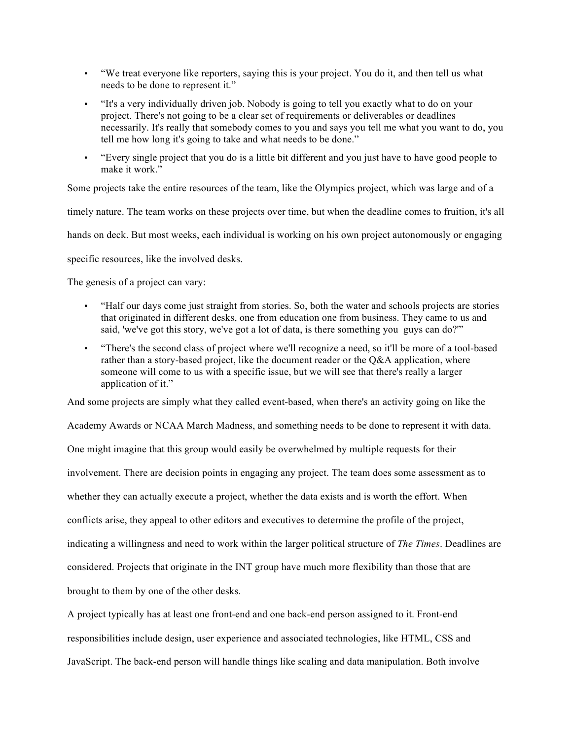- "We treat everyone like reporters, saying this is your project. You do it, and then tell us what needs to be done to represent it."
- "It's a very individually driven job. Nobody is going to tell you exactly what to do on your project. There's not going to be a clear set of requirements or deliverables or deadlines necessarily. It's really that somebody comes to you and says you tell me what you want to do, you tell me how long it's going to take and what needs to be done."
- "Every single project that you do is a little bit different and you just have to have good people to make it work."

Some projects take the entire resources of the team, like the Olympics project, which was large and of a timely nature. The team works on these projects over time, but when the deadline comes to fruition, it's all hands on deck. But most weeks, each individual is working on his own project autonomously or engaging specific resources, like the involved desks.

The genesis of a project can vary:

- "Half our days come just straight from stories. So, both the water and schools projects are stories that originated in different desks, one from education one from business. They came to us and said, 'we've got this story, we've got a lot of data, is there something you guys can do?'"
- "There's the second class of project where we'll recognize a need, so it'll be more of a tool-based rather than a story-based project, like the document reader or the Q&A application, where someone will come to us with a specific issue, but we will see that there's really a larger application of it."

And some projects are simply what they called event-based, when there's an activity going on like the Academy Awards or NCAA March Madness, and something needs to be done to represent it with data.

One might imagine that this group would easily be overwhelmed by multiple requests for their involvement. There are decision points in engaging any project. The team does some assessment as to whether they can actually execute a project, whether the data exists and is worth the effort. When conflicts arise, they appeal to other editors and executives to determine the profile of the project, indicating a willingness and need to work within the larger political structure of *The Times*. Deadlines are considered. Projects that originate in the INT group have much more flexibility than those that are brought to them by one of the other desks.

A project typically has at least one front-end and one back-end person assigned to it. Front-end responsibilities include design, user experience and associated technologies, like HTML, CSS and JavaScript. The back-end person will handle things like scaling and data manipulation. Both involve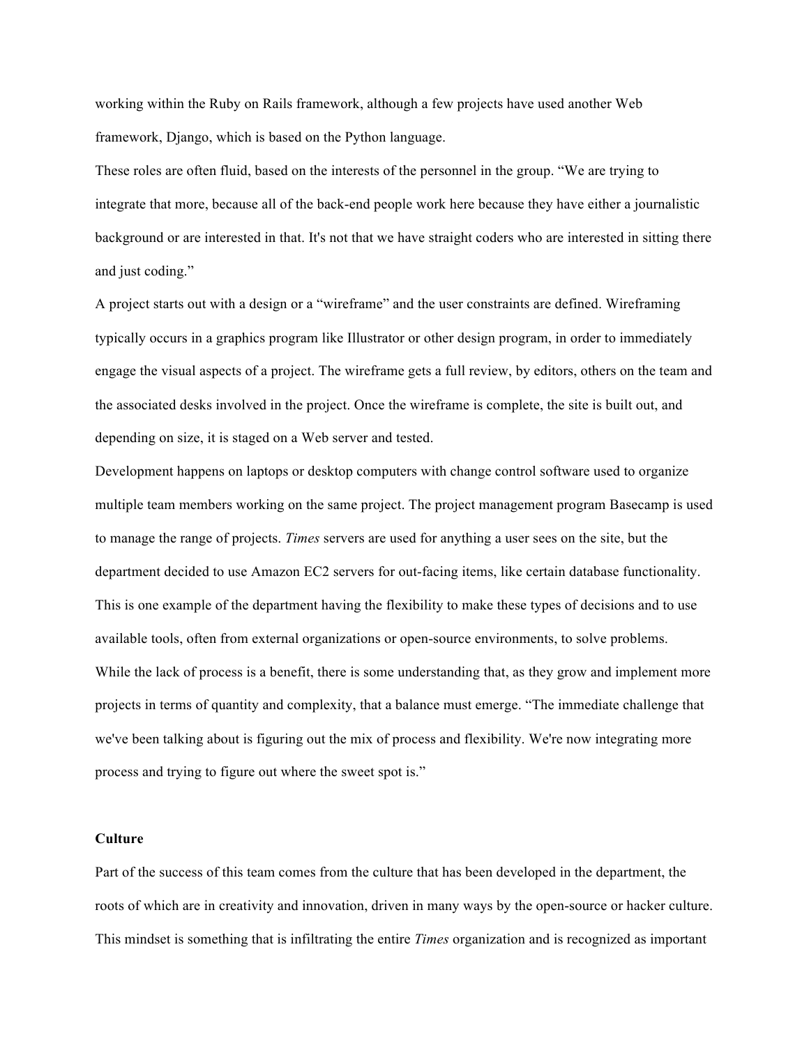working within the Ruby on Rails framework, although a few projects have used another Web framework, Django, which is based on the Python language.

These roles are often fluid, based on the interests of the personnel in the group. “We are trying to integrate that more, because all of the back-end people work here because they have either a journalistic background or are interested in that. It's not that we have straight coders who are interested in sitting there and just coding.”

A project starts out with a design or a “wireframe” and the user constraints are defined. Wireframing typically occurs in a graphics program like Illustrator or other design program, in order to immediately engage the visual aspects of a project. The wireframe gets a full review, by editors, others on the team and the associated desks involved in the project. Once the wireframe is complete, the site is built out, and depending on size, it is staged on a Web server and tested.

Development happens on laptops or desktop computers with change control software used to organize multiple team members working on the same project. The project management program Basecamp is used to manage the range of projects. *Times* servers are used for anything a user sees on the site, but the department decided to use Amazon EC2 servers for out-facing items, like certain database functionality. This is one example of the department having the flexibility to make these types of decisions and to use available tools, often from external organizations or open-source environments, to solve problems.

While the lack of process is a benefit, there is some understanding that, as they grow and implement more projects in terms of quantity and complexity, that a balance must emerge. “The immediate challenge that we've been talking about is figuring out the mix of process and flexibility. We're now integrating more process and trying to figure out where the sweet spot is.”

**Culture**

Part of the success of this team comes from the culture that has been developed in the department, the roots of which are in creativity and innovation, driven in many ways by the open-source or hacker culture. This mindset is something that is infiltrating the entire *Times* organization and is recognized as important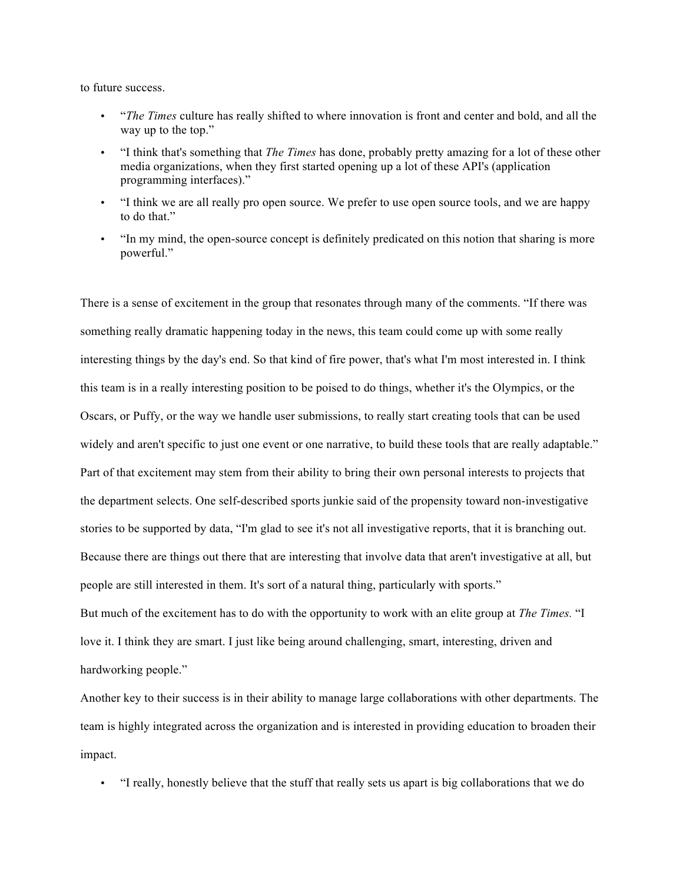to future success.

- "*The Times* culture has really shifted to where innovation is front and center and bold, and all the way up to the top."
- "I think that's something that *The Times* has done, probably pretty amazing for a lot of these other media organizations, when they first started opening up a lot of these API's (application programming interfaces)."
- "I think we are all really pro open source. We prefer to use open source tools, and we are happy to do that."
- "In my mind, the open-source concept is definitely predicated on this notion that sharing is more powerful."

There is a sense of excitement in the group that resonates through many of the comments. "If there was something really dramatic happening today in the news, this team could come up with some really interesting things by the day's end. So that kind of fire power, that's what I'm most interested in. I think this team is in a really interesting position to be poised to do things, whether it's the Olympics, or the Oscars, or Puffy, or the way we handle user submissions, to really start creating tools that can be used widely and aren't specific to just one event or one narrative, to build these tools that are really adaptable." Part of that excitement may stem from their ability to bring their own personal interests to projects that the department selects. One self-described sports junkie said of the propensity toward non-investigative stories to be supported by data, "I'm glad to see it's not all investigative reports, that it is branching out. Because there are things out there that are interesting that involve data that aren't investigative at all, but people are still interested in them. It's sort of a natural thing, particularly with sports."

But much of the excitement has to do with the opportunity to work with an elite group at *The Times*. "I love it. I think they are smart. I just like being around challenging, smart, interesting, driven and hardworking people."

Another key to their success is in their ability to manage large collaborations with other departments. The team is highly integrated across the organization and is interested in providing education to broaden their impact.

- "I really, honestly believe that the stuff that really sets us apart is big collaborations that we do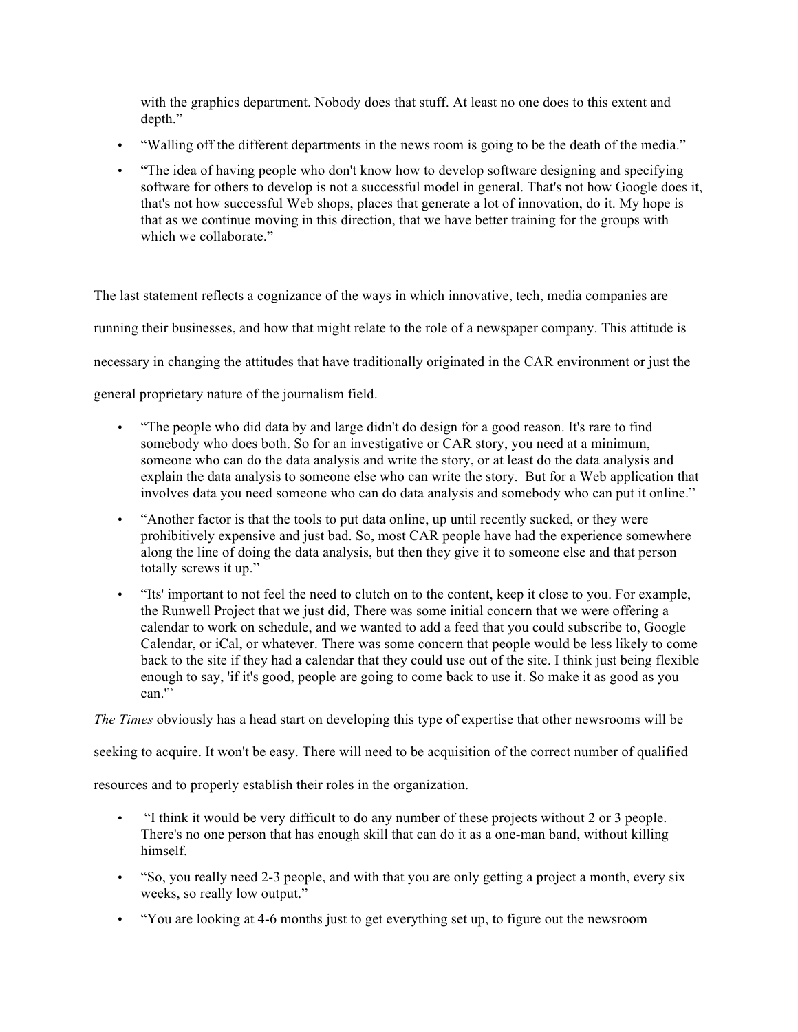with the graphics department. Nobody does that stuff. At least no one does to this extent and depth."

- "Walling off the different departments in the news room is going to be the death of the media."
- "The idea of having people who don't know how to develop software designing and specifying software for others to develop is not a successful model in general. That's not how Google does it, that's not how successful Web shops, places that generate a lot of innovation, do it. My hope is that as we continue moving in this direction, that we have better training for the groups with which we collaborate."

The last statement reflects a cognizance of the ways in which innovative, tech, media companies are running their businesses, and how that might relate to the role of a newspaper company. This attitude is necessary in changing the attitudes that have traditionally originated in the CAR environment or just the general proprietary nature of the journalism field.

- "The people who did data by and large didn't do design for a good reason. It's rare to find somebody who does both. So for an investigative or CAR story, you need at a minimum, someone who can do the data analysis and write the story, or at least do the data analysis and explain the data analysis to someone else who can write the story. But for a Web application that involves data you need someone who can do data analysis and somebody who can put it online."
- "Another factor is that the tools to put data online, up until recently sucked, or they were prohibitively expensive and just bad. So, most CAR people have had the experience somewhere along the line of doing the data analysis, but then they give it to someone else and that person totally screws it up."
- "Its' important to not feel the need to clutch on to the content, keep it close to you. For example, the Runwell Project that we just did, There was some initial concern that we were offering a calendar to work on schedule, and we wanted to add a feed that you could subscribe to, Google Calendar, or iCal, or whatever. There was some concern that people would be less likely to come back to the site if they had a calendar that they could use out of the site. I think just being flexible enough to say, 'if it's good, people are going to come back to use it. So make it as good as you can.'"

*The Times* obviously has a head start on developing this type of expertise that other newsrooms will be seeking to acquire. It won't be easy. There will need to be acquisition of the correct number of qualified resources and to properly establish their roles in the organization.

- "I think it would be very difficult to do any number of these projects without 2 or 3 people. There's no one person that has enough skill that can do it as a one-man band, without killing himself.
- "So, you really need 2-3 people, and with that you are only getting a project a month, every six weeks, so really low output."
- "You are looking at 4-6 months just to get everything set up, to figure out the newsroom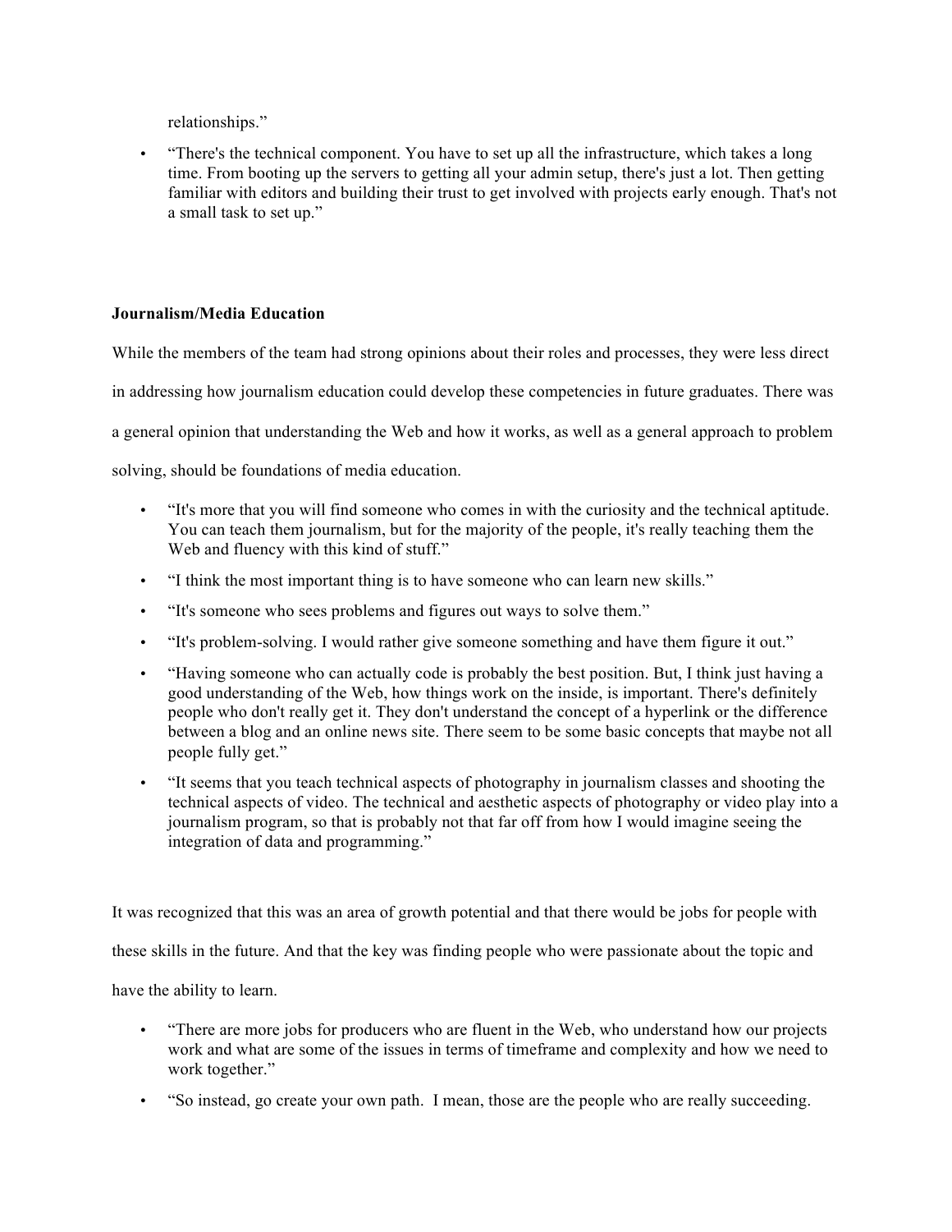relationships."

- "There's the technical component. You have to set up all the infrastructure, which takes a long time. From booting up the servers to getting all your admin setup, there's just a lot. Then getting familiar with editors and building their trust to get involved with projects early enough. That's not a small task to set up."

**Journalism/Media Education**

While the members of the team had strong opinions about their roles and processes, they were less direct in addressing how journalism education could develop these competencies in future graduates. There was a general opinion that understanding the Web and how it works, as well as a general approach to problem solving, should be foundations of media education.

- "It's more that you will find someone who comes in with the curiosity and the technical aptitude. You can teach them journalism, but for the majority of the people, it's really teaching them the Web and fluency with this kind of stuff."
- "I think the most important thing is to have someone who can learn new skills."
- "It's someone who sees problems and figures out ways to solve them."
- "It's problem-solving. I would rather give someone something and have them figure it out."
- "Having someone who can actually code is probably the best position. But, I think just having a good understanding of the Web, how things work on the inside, is important. There's definitely people who don't really get it. They don't understand the concept of a hyperlink or the difference between a blog and an online news site. There seem to be some basic concepts that maybe not all people fully get."
- "It seems that you teach technical aspects of photography in journalism classes and shooting the technical aspects of video. The technical and aesthetic aspects of photography or video play into a journalism program, so that is probably not that far off from how I would imagine seeing the integration of data and programming."

It was recognized that this was an area of growth potential and that there would be jobs for people with these skills in the future. And that the key was finding people who were passionate about the topic and have the ability to learn.

- "There are more jobs for producers who are fluent in the Web, who understand how our projects work and what are some of the issues in terms of timeframe and complexity and how we need to work together."
- "So instead, go create your own path. I mean, those are the people who are really succeeding.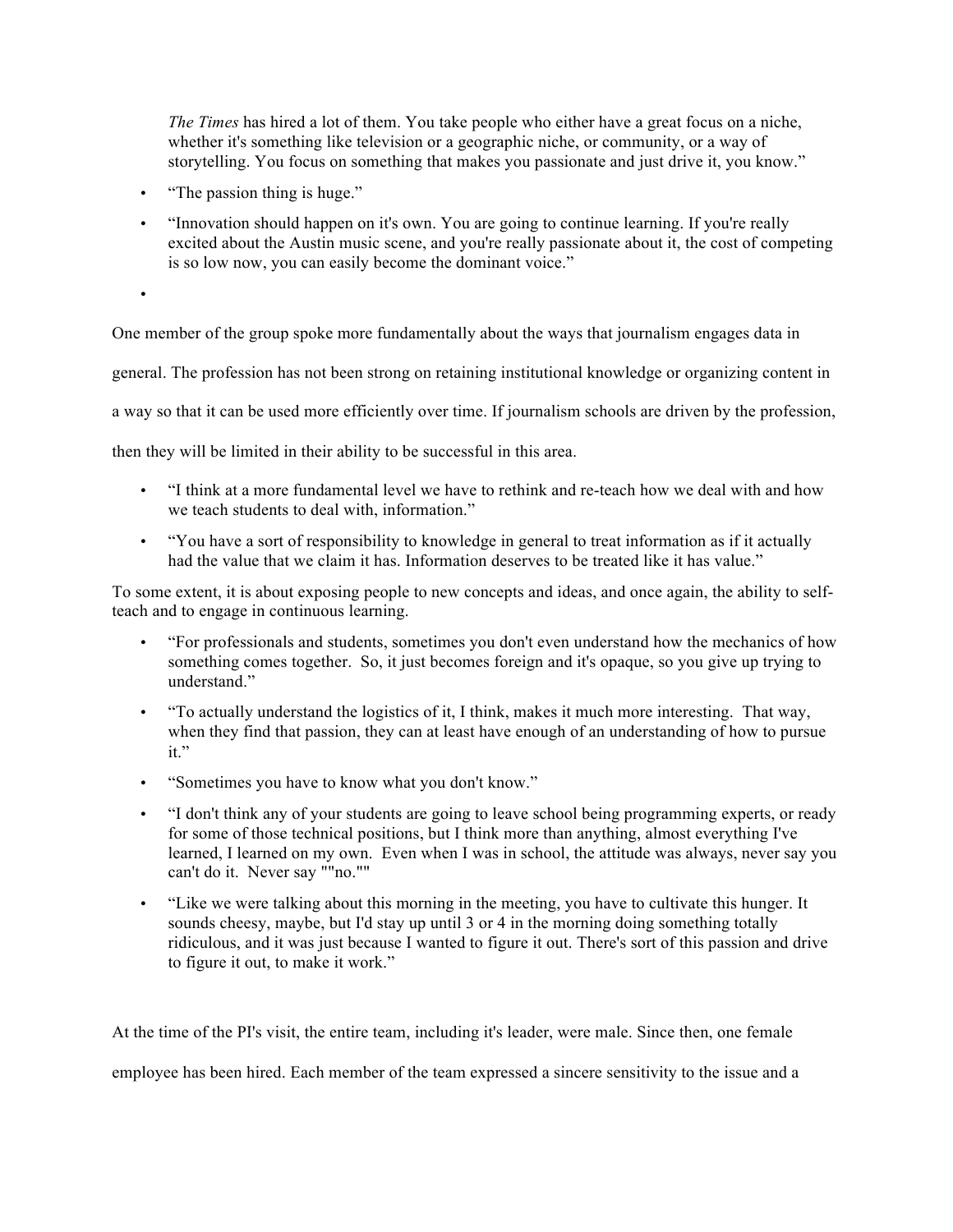*The Times* has hired a lot of them. You take people who either have a great focus on a niche, whether it's something like television or a geographic niche, or community, or a way of storytelling. You focus on something that makes you passionate and just drive it, you know."

- "The passion thing is huge."
- "Innovation should happen on it's own. You are going to continue learning. If you're really excited about the Austin music scene, and you're really passionate about it, the cost of competing is so low now, you can easily become the dominant voice."
-

One member of the group spoke more fundamentally about the ways that journalism engages data in general. The profession has not been strong on retaining institutional knowledge or organizing content in a way so that it can be used more efficiently over time. If journalism schools are driven by the profession, then they will be limited in their ability to be successful in this area.

- "I think at a more fundamental level we have to rethink and re-teach how we deal with and how we teach students to deal with, information."
- "You have a sort of responsibility to knowledge in general to treat information as if it actually had the value that we claim it has. Information deserves to be treated like it has value."

To some extent, it is about exposing people to new concepts and ideas, and once again, the ability to self-teach and to engage in continuous learning.

- "For professionals and students, sometimes you don't even understand how the mechanics of how something comes together. So, it just becomes foreign and it's opaque, so you give up trying to understand."
- "To actually understand the logistics of it, I think, makes it much more interesting. That way, when they find that passion, they can at least have enough of an understanding of how to pursue it."
- "Sometimes you have to know what you don't know."
- "I don't think any of your students are going to leave school being programming experts, or ready for some of those technical positions, but I think more than anything, almost everything I've learned, I learned on my own. Even when I was in school, the attitude was always, never say you can't do it. Never say ""no.""
- "Like we were talking about this morning in the meeting, you have to cultivate this hunger. It sounds cheesy, maybe, but I'd stay up until 3 or 4 in the morning doing something totally ridiculous, and it was just because I wanted to figure it out. There's sort of this passion and drive to figure it out, to make it work."

At the time of the PI's visit, the entire team, including it's leader, were male. Since then, one female employee has been hired. Each member of the team expressed a sincere sensitivity to the issue and a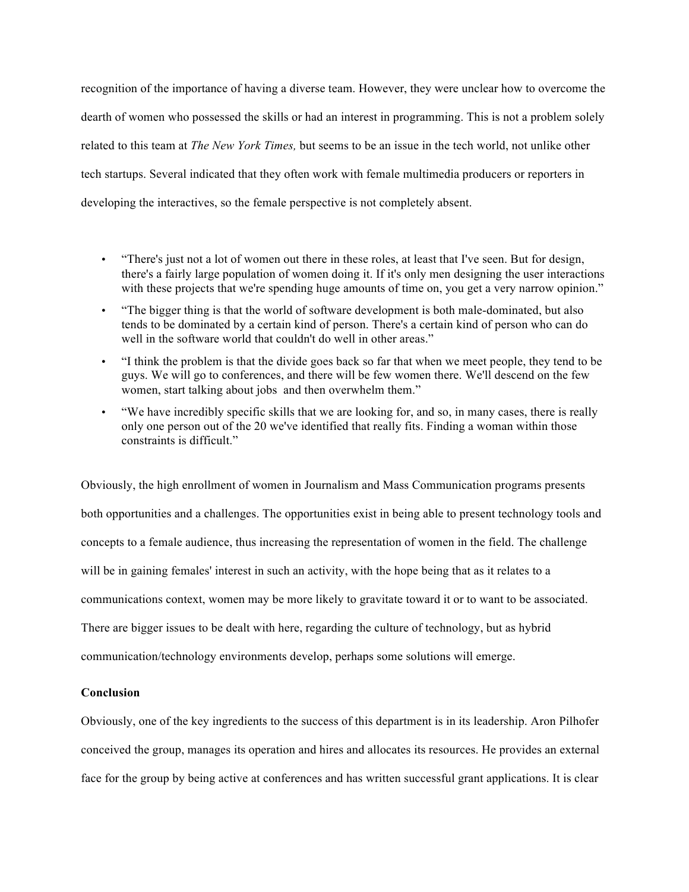recognition of the importance of having a diverse team. However, they were unclear how to overcome the dearth of women who possessed the skills or had an interest in programming. This is not a problem solely related to this team at *The New York Times,* but seems to be an issue in the tech world, not unlike other tech startups. Several indicated that they often work with female multimedia producers or reporters in developing the interactives, so the female perspective is not completely absent.

- "There's just not a lot of women out there in these roles, at least that I've seen. But for design, there's a fairly large population of women doing it. If it's only men designing the user interactions with these projects that we're spending huge amounts of time on, you get a very narrow opinion."
- "The bigger thing is that the world of software development is both male-dominated, but also tends to be dominated by a certain kind of person. There's a certain kind of person who can do well in the software world that couldn't do well in other areas."
- "I think the problem is that the divide goes back so far that when we meet people, they tend to be guys. We will go to conferences, and there will be few women there. We'll descend on the few women, start talking about jobs and then overwhelm them."
- "We have incredibly specific skills that we are looking for, and so, in many cases, there is really only one person out of the 20 we've identified that really fits. Finding a woman within those constraints is difficult."

Obviously, the high enrollment of women in Journalism and Mass Communication programs presents both opportunities and a challenges. The opportunities exist in being able to present technology tools and concepts to a female audience, thus increasing the representation of women in the field. The challenge will be in gaining females' interest in such an activity, with the hope being that as it relates to a communications context, women may be more likely to gravitate toward it or to want to be associated. There are bigger issues to be dealt with here, regarding the culture of technology, but as hybrid communication/technology environments develop, perhaps some solutions will emerge.

**Conclusion**

Obviously, one of the key ingredients to the success of this department is in its leadership. Aron Pilhofer conceived the group, manages its operation and hires and allocates its resources. He provides an external face for the group by being active at conferences and has written successful grant applications. It is clear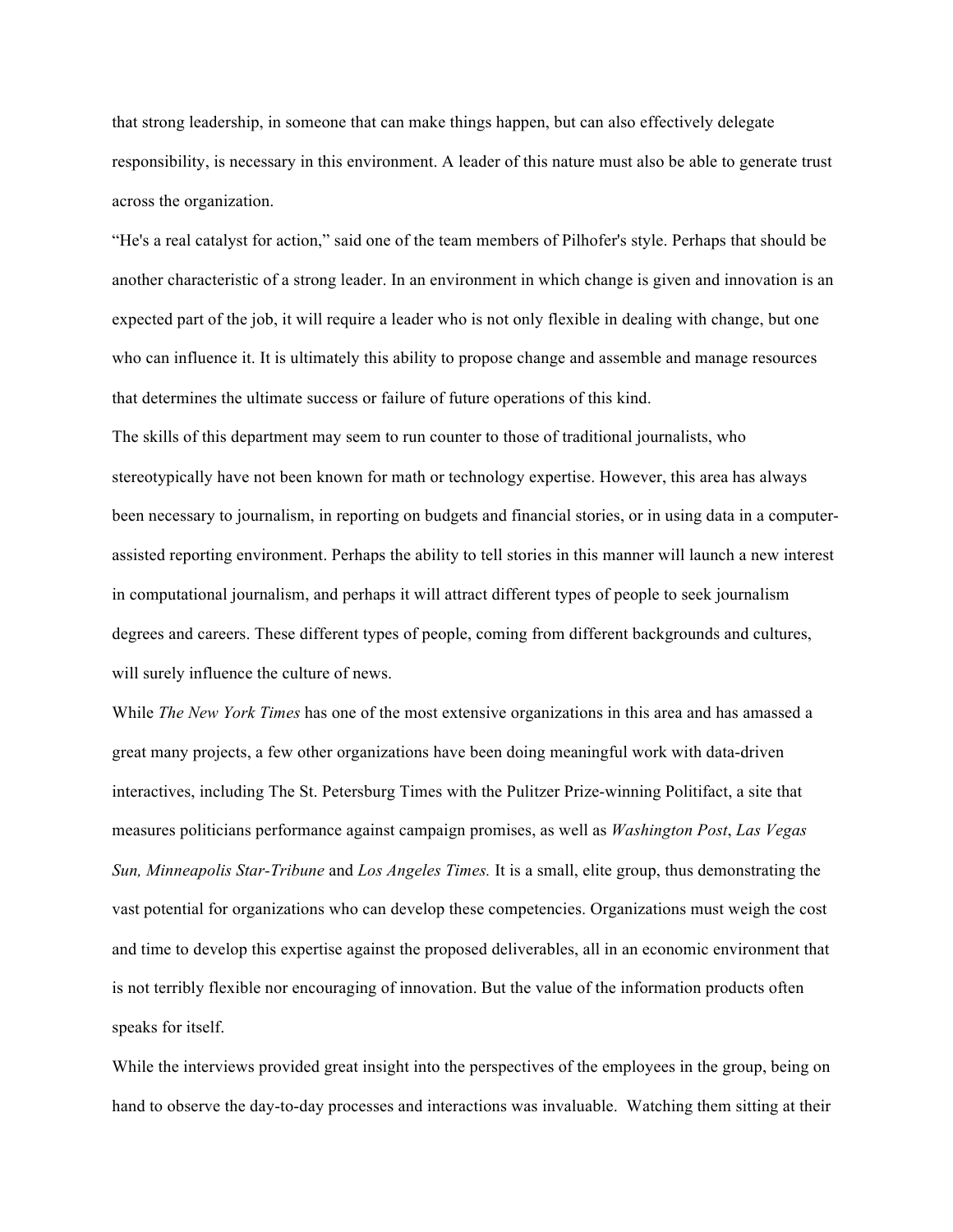that strong leadership, in someone that can make things happen, but can also effectively delegate responsibility, is necessary in this environment. A leader of this nature must also be able to generate trust across the organization.

"He's a real catalyst for action," said one of the team members of Pilhofer's style. Perhaps that should be another characteristic of a strong leader. In an environment in which change is given and innovation is an expected part of the job, it will require a leader who is not only flexible in dealing with change, but one who can influence it. It is ultimately this ability to propose change and assemble and manage resources that determines the ultimate success or failure of future operations of this kind.

The skills of this department may seem to run counter to those of traditional journalists, who stereotypically have not been known for math or technology expertise. However, this area has always been necessary to journalism, in reporting on budgets and financial stories, or in using data in a computer-assisted reporting environment. Perhaps the ability to tell stories in this manner will launch a new interest in computational journalism, and perhaps it will attract different types of people to seek journalism degrees and careers. These different types of people, coming from different backgrounds and cultures, will surely influence the culture of news.

While *The New York Times* has one of the most extensive organizations in this area and has amassed a great many projects, a few other organizations have been doing meaningful work with data-driven interactives, including The St. Petersburg Times with the Pulitzer Prize-winning Politifact, a site that measures politicians performance against campaign promises, as well as *Washington Post*, *Las Vegas Sun, Minneapolis Star-Tribune* and *Los Angeles Times.* It is a small, elite group, thus demonstrating the vast potential for organizations who can develop these competencies. Organizations must weigh the cost and time to develop this expertise against the proposed deliverables, all in an economic environment that is not terribly flexible nor encouraging of innovation. But the value of the information products often speaks for itself.

While the interviews provided great insight into the perspectives of the employees in the group, being on hand to observe the day-to-day processes and interactions was invaluable. Watching them sitting at their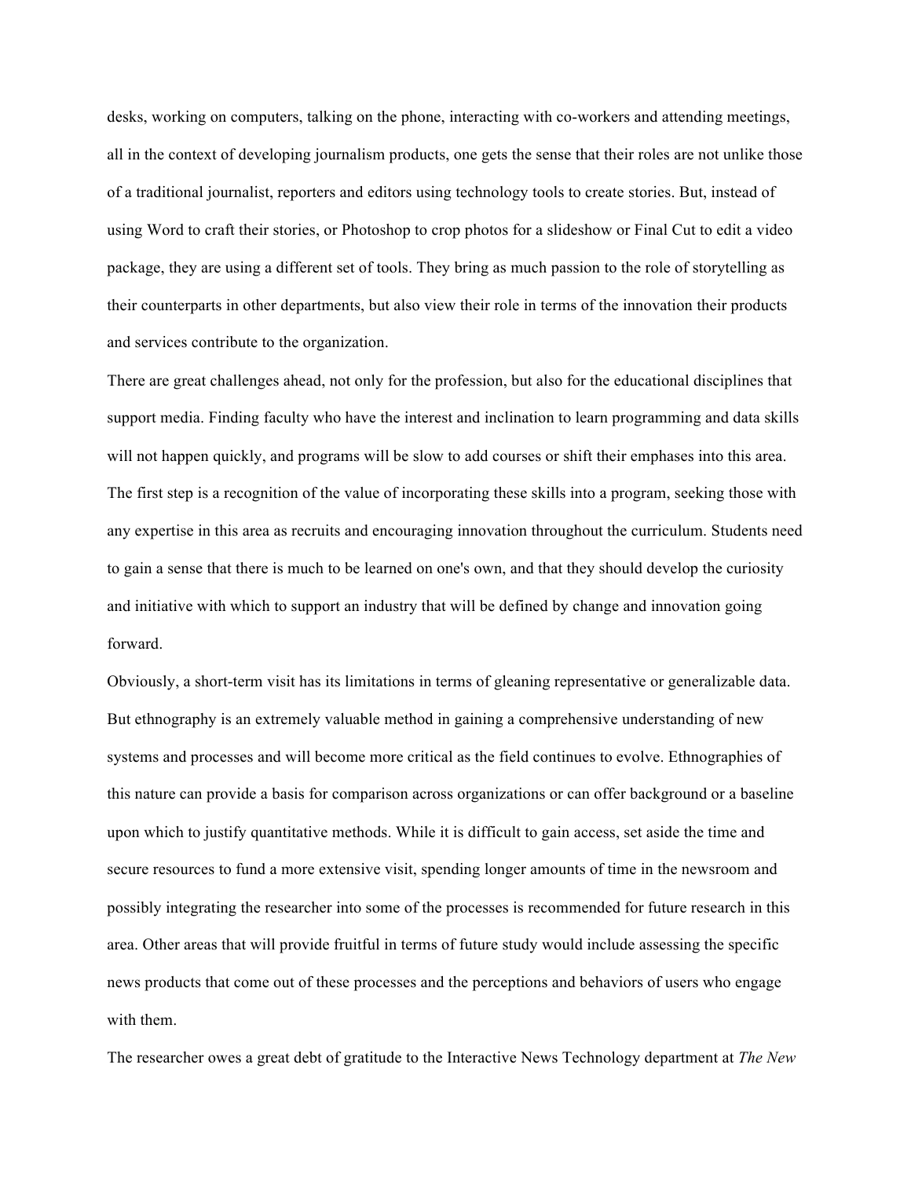desks, working on computers, talking on the phone, interacting with co-workers and attending meetings, all in the context of developing journalism products, one gets the sense that their roles are not unlike those of a traditional journalist, reporters and editors using technology tools to create stories. But, instead of using Word to craft their stories, or Photoshop to crop photos for a slideshow or Final Cut to edit a video package, they are using a different set of tools. They bring as much passion to the role of storytelling as their counterparts in other departments, but also view their role in terms of the innovation their products and services contribute to the organization.

There are great challenges ahead, not only for the profession, but also for the educational disciplines that support media. Finding faculty who have the interest and inclination to learn programming and data skills will not happen quickly, and programs will be slow to add courses or shift their emphases into this area. The first step is a recognition of the value of incorporating these skills into a program, seeking those with any expertise in this area as recruits and encouraging innovation throughout the curriculum. Students need to gain a sense that there is much to be learned on one's own, and that they should develop the curiosity and initiative with which to support an industry that will be defined by change and innovation going forward.

Obviously, a short-term visit has its limitations in terms of gleaning representative or generalizable data. But ethnography is an extremely valuable method in gaining a comprehensive understanding of new systems and processes and will become more critical as the field continues to evolve. Ethnographies of this nature can provide a basis for comparison across organizations or can offer background or a baseline upon which to justify quantitative methods. While it is difficult to gain access, set aside the time and secure resources to fund a more extensive visit, spending longer amounts of time in the newsroom and possibly integrating the researcher into some of the processes is recommended for future research in this area. Other areas that will provide fruitful in terms of future study would include assessing the specific news products that come out of these processes and the perceptions and behaviors of users who engage with them.

The researcher owes a great debt of gratitude to the Interactive News Technology department at *The New*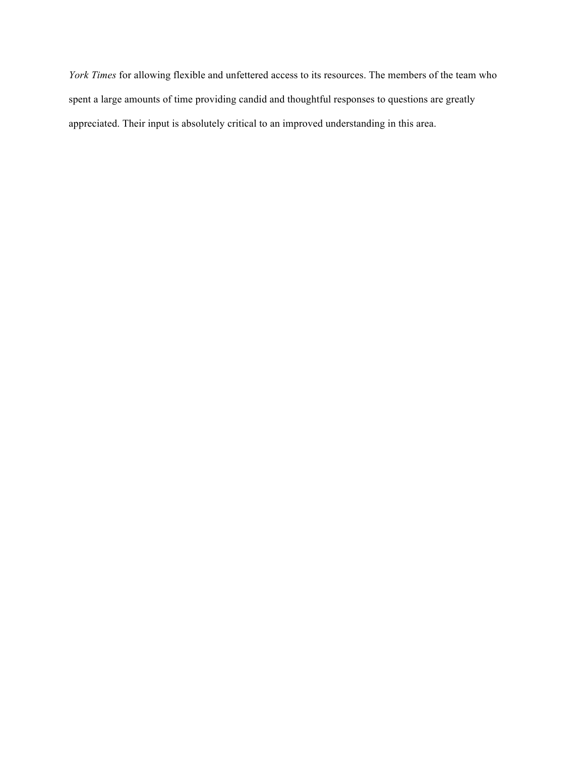*York Times* for allowing flexible and unfettered access to its resources. The members of the team who spent a large amounts of time providing candid and thoughtful responses to questions are greatly appreciated. Their input is absolutely critical to an improved understanding in this area.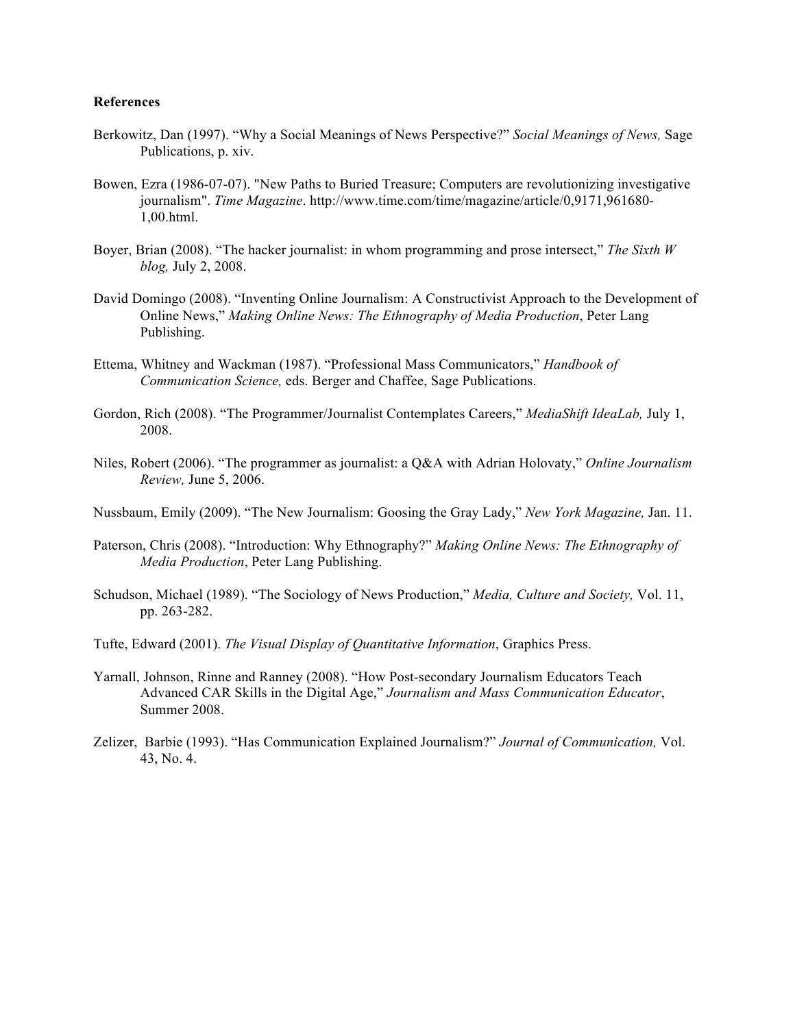**References**

Berkowitz, Dan (1997). "Why a Social Meanings of News Perspective?" *Social Meanings of News,* Sage Publications, p. xiv.

Bowen, Ezra (1986-07-07). "New Paths to Buried Treasure; Computers are revolutionizing investigative journalism". *Time Magazine*. http://www.time.com/time/magazine/article/0,9171,961680-1,00.html.

Boyer, Brian (2008). "The hacker journalist: in whom programming and prose intersect," *The Sixth W blog,* July 2, 2008.

David Domingo (2008). "Inventing Online Journalism: A Constructivist Approach to the Development of Online News," *Making Online News: The Ethnography of Media Production*, Peter Lang Publishing.

Ettema, Whitney and Wackman (1987). "Professional Mass Communicators," *Handbook of Communication Science,* eds. Berger and Chaffee, Sage Publications.

Gordon, Rich (2008). "The Programmer/Journalist Contemplates Careers," *MediaShift IdeaLab,* July 1, 2008.

Niles, Robert (2006). "The programmer as journalist: a Q&A with Adrian Holovaty," *Online Journalism Review,* June 5, 2006.

Nussbaum, Emily (2009). "The New Journalism: Goosing the Gray Lady," *New York Magazine,* Jan. 11.

Paterson, Chris (2008). "Introduction: Why Ethnography?" *Making Online News: The Ethnography of Media Production*, Peter Lang Publishing.

Schudson, Michael (1989). "The Sociology of News Production," *Media, Culture and Society,* Vol. 11, pp. 263-282.

Tufte, Edward (2001). *The Visual Display of Quantitative Information*, Graphics Press.

Yarnall, Johnson, Rinne and Ranney (2008). "How Post-secondary Journalism Educators Teach Advanced CAR Skills in the Digital Age," *Journalism and Mass Communication Educator*, Summer 2008.

Zelizer, Barbie (1993). "Has Communication Explained Journalism?" *Journal of Communication,* Vol. 43, No. 4.